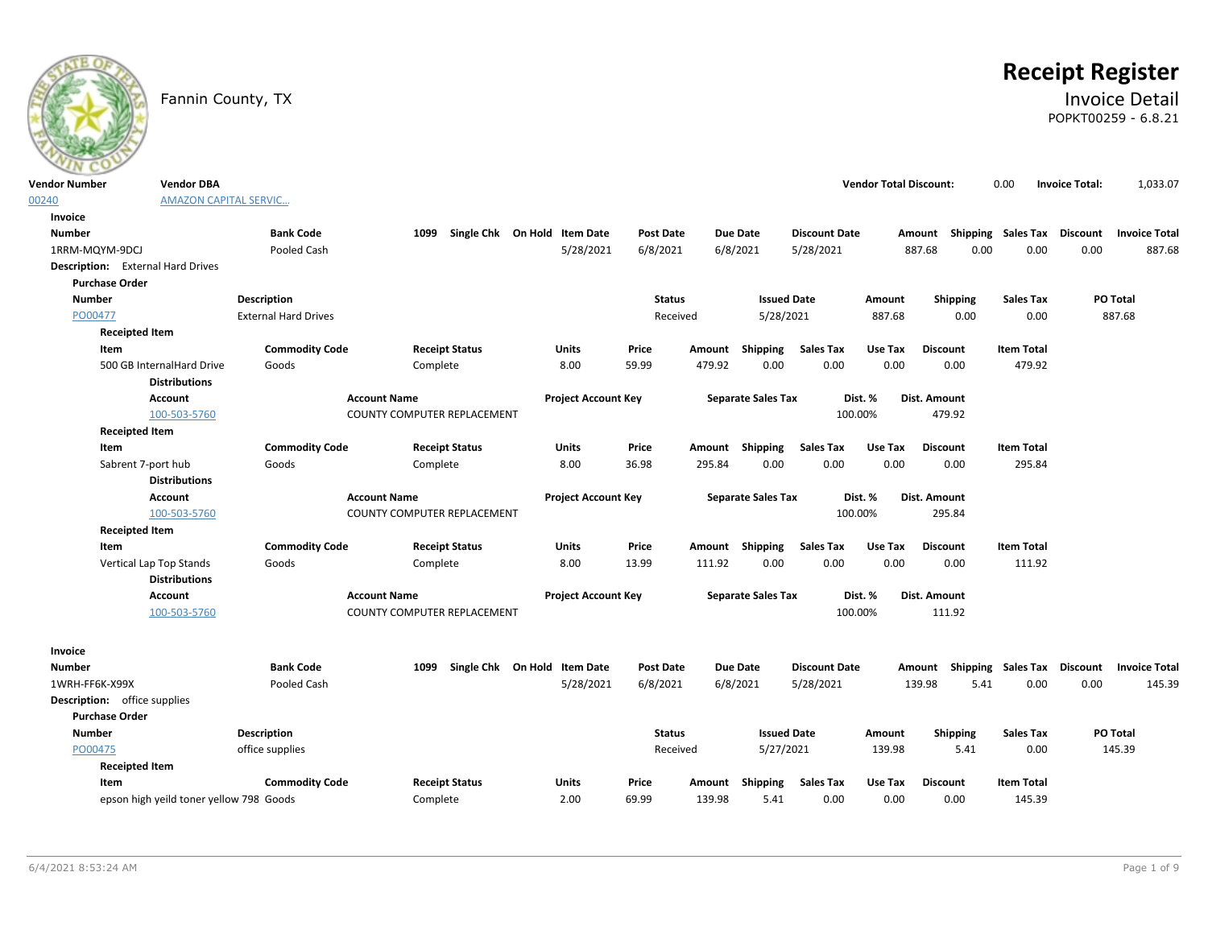Fannin County, TX

# Receipt Register

## Invoice Detail

POPKT00259 - 6.8.21

| Vendor Number | Vendor DBA | Vendor Total Discount: | Invoice Total: |
|---|---|---|---|
| 00240 | AMAZON CAPITAL SERVIC... | 0.00 | 1,033.07 |

**Invoice**

| Number | Bank Code | 1099 | Single Chk | On Hold | Item Date | Post Date | Due Date | Discount Date | Amount | Shipping | Sales Tax | Discount | Invoice Total |
|---|---|---|---|---|---|---|---|---|---|---|---|---|---|
| 1RRM-MQYM-9DCJ | Pooled Cash | | | | 5/28/2021 | 6/8/2021 | 6/8/2021 | 5/28/2021 | 887.68 | 0.00 | 0.00 | 0.00 | 887.68 |

**Description:** External Hard Drives

**Purchase Order**

| Number | Description | Status | Issued Date | Amount | Shipping | Sales Tax | PO Total |
|---|---|---|---|---|---|---|---|
| PO00477 | External Hard Drives | Received | 5/28/2021 | 887.68 | 0.00 | 0.00 | 887.68 |

**Receipted Item**

| Item | Commodity Code | Receipt Status | Units | Price | Amount | Shipping | Sales Tax | Use Tax | Discount | Item Total |
|---|---|---|---|---|---|---|---|---|---|---|
| 500 GB InternalHard Drive | Goods | Complete | 8.00 | 59.99 | 479.92 | 0.00 | 0.00 | 0.00 | 0.00 | 479.92 |

**Distributions**

| Account | Account Name | Project Account Key | Separate Sales Tax | Dist. % | Dist. Amount |
|---|---|---|---|---|---|
| 100-503-5760 | COUNTY COMPUTER REPLACEMENT | | | 100.00% | 479.92 |

**Receipted Item**

| Item | Commodity Code | Receipt Status | Units | Price | Amount | Shipping | Sales Tax | Use Tax | Discount | Item Total |
|---|---|---|---|---|---|---|---|---|---|---|
| Sabrent 7-port hub | Goods | Complete | 8.00 | 36.98 | 295.84 | 0.00 | 0.00 | 0.00 | 0.00 | 295.84 |

**Distributions**

| Account | Account Name | Project Account Key | Separate Sales Tax | Dist. % | Dist. Amount |
|---|---|---|---|---|---|
| 100-503-5760 | COUNTY COMPUTER REPLACEMENT | | | 100.00% | 295.84 |

**Receipted Item**

| Item | Commodity Code | Receipt Status | Units | Price | Amount | Shipping | Sales Tax | Use Tax | Discount | Item Total |
|---|---|---|---|---|---|---|---|---|---|---|
| Vertical Lap Top Stands | Goods | Complete | 8.00 | 13.99 | 111.92 | 0.00 | 0.00 | 0.00 | 0.00 | 111.92 |

**Distributions**

| Account | Account Name | Project Account Key | Separate Sales Tax | Dist. % | Dist. Amount |
|---|---|---|---|---|---|
| 100-503-5760 | COUNTY COMPUTER REPLACEMENT | | | 100.00% | 111.92 |

**Invoice**

| Number | Bank Code | 1099 | Single Chk | On Hold | Item Date | Post Date | Due Date | Discount Date | Amount | Shipping | Sales Tax | Discount | Invoice Total |
|---|---|---|---|---|---|---|---|---|---|---|---|---|---|
| 1WRH-FF6K-X99X | Pooled Cash | | | | 5/28/2021 | 6/8/2021 | 6/8/2021 | 5/28/2021 | 139.98 | 5.41 | 0.00 | 0.00 | 145.39 |

**Description:** office supplies

**Purchase Order**

| Number | Description | Status | Issued Date | Amount | Shipping | Sales Tax | PO Total |
|---|---|---|---|---|---|---|---|
| PO00475 | office supplies | Received | 5/27/2021 | 139.98 | 5.41 | 0.00 | 145.39 |

**Receipted Item**

| Item | Commodity Code | Receipt Status | Units | Price | Amount | Shipping | Sales Tax | Use Tax | Discount | Item Total |
|---|---|---|---|---|---|---|---|---|---|---|
| epson high yeild toner yellow 798 | Goods | Complete | 2.00 | 69.99 | 139.98 | 5.41 | 0.00 | 0.00 | 0.00 | 145.39 |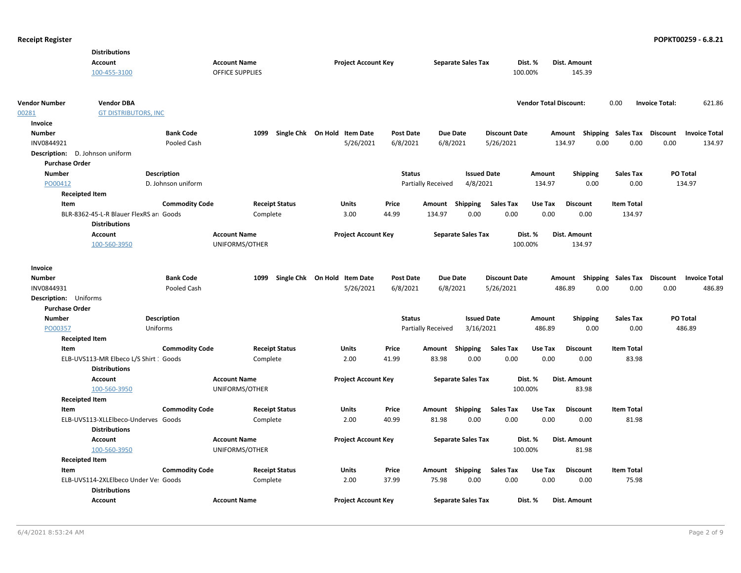**Distributions**

| Account | Account Name | Project Account Key | Separate Sales Tax | Dist. % | Dist. Amount |
|---|---|---|---|---|---|
| 100-455-3100 | OFFICE SUPPLIES | | | 100.00% | 145.39 |

| Vendor Number | Vendor DBA | Vendor Total Discount: | 0.00 | Invoice Total: | 621.86 |
|---|---|---|---|---|---|
| 00281 | GT DISTRIBUTORS, INC | | | | |

**Invoice**

| Number | Bank Code | 1099 | Single Chk | On Hold | Item Date | Post Date | Due Date | Discount Date | Amount | Shipping | Sales Tax | Discount | Invoice Total |
|---|---|---|---|---|---|---|---|---|---|---|---|---|---|
| INV0844921 | Pooled Cash | | | | 5/26/2021 | 6/8/2021 | 6/8/2021 | 5/26/2021 | 134.97 | 0.00 | 0.00 | 0.00 | 134.97 |

**Description:** D. Johnson uniform

**Purchase Order**

| Number | Description | Status | Issued Date | Amount | Shipping | Sales Tax | PO Total |
|---|---|---|---|---|---|---|---|
| PO00412 | D. Johnson uniform | Partially Received | 4/8/2021 | 134.97 | 0.00 | 0.00 | 134.97 |

**Receipted Item**

| Item | Commodity Code | Receipt Status | Units | Price | Amount | Shipping | Sales Tax | Use Tax | Discount | Item Total |
|---|---|---|---|---|---|---|---|---|---|---|
| BLR-8362-45-L-R Blauer FlexRS ar | Goods | Complete | 3.00 | 44.99 | 134.97 | 0.00 | 0.00 | 0.00 | 0.00 | 134.97 |

**Distributions**

| Account | Account Name | Project Account Key | Separate Sales Tax | Dist. % | Dist. Amount |
|---|---|---|---|---|---|
| 100-560-3950 | UNIFORMS/OTHER | | | 100.00% | 134.97 |

**Invoice**

| Number | Bank Code | 1099 | Single Chk | On Hold | Item Date | Post Date | Due Date | Discount Date | Amount | Shipping | Sales Tax | Discount | Invoice Total |
|---|---|---|---|---|---|---|---|---|---|---|---|---|---|
| INV0844931 | Pooled Cash | | | | 5/26/2021 | 6/8/2021 | 6/8/2021 | 5/26/2021 | 486.89 | 0.00 | 0.00 | 0.00 | 486.89 |

**Description:** Uniforms

**Purchase Order**

| Number | Description | Status | Issued Date | Amount | Shipping | Sales Tax | PO Total |
|---|---|---|---|---|---|---|---|
| PO00357 | Uniforms | Partially Received | 3/16/2021 | 486.89 | 0.00 | 0.00 | 486.89 |

**Receipted Item**

| Item | Commodity Code | Receipt Status | Units | Price | Amount | Shipping | Sales Tax | Use Tax | Discount | Item Total |
|---|---|---|---|---|---|---|---|---|---|---|
| ELB-UVS113-MR Elbeco L/S Shirt : | Goods | Complete | 2.00 | 41.99 | 83.98 | 0.00 | 0.00 | 0.00 | 0.00 | 83.98 |

**Distributions**

| Account | Account Name | Project Account Key | Separate Sales Tax | Dist. % | Dist. Amount |
|---|---|---|---|---|---|
| 100-560-3950 | UNIFORMS/OTHER | | | 100.00% | 83.98 |

**Receipted Item**

| Item | Commodity Code | Receipt Status | Units | Price | Amount | Shipping | Sales Tax | Use Tax | Discount | Item Total |
|---|---|---|---|---|---|---|---|---|---|---|
| ELB-UVS113-XLLElbeco-Underves | Goods | Complete | 2.00 | 40.99 | 81.98 | 0.00 | 0.00 | 0.00 | 0.00 | 81.98 |

**Distributions**

| Account | Account Name | Project Account Key | Separate Sales Tax | Dist. % | Dist. Amount |
|---|---|---|---|---|---|
| 100-560-3950 | UNIFORMS/OTHER | | | 100.00% | 81.98 |

**Receipted Item**

| Item | Commodity Code | Receipt Status | Units | Price | Amount | Shipping | Sales Tax | Use Tax | Discount | Item Total |
|---|---|---|---|---|---|---|---|---|---|---|
| ELB-UVS114-2XLElbeco Under Ve: | Goods | Complete | 2.00 | 37.99 | 75.98 | 0.00 | 0.00 | 0.00 | 0.00 | 75.98 |

**Distributions**

| Account | Account Name | Project Account Key | Separate Sales Tax | Dist. % | Dist. Amount |
|---|---|---|---|---|---|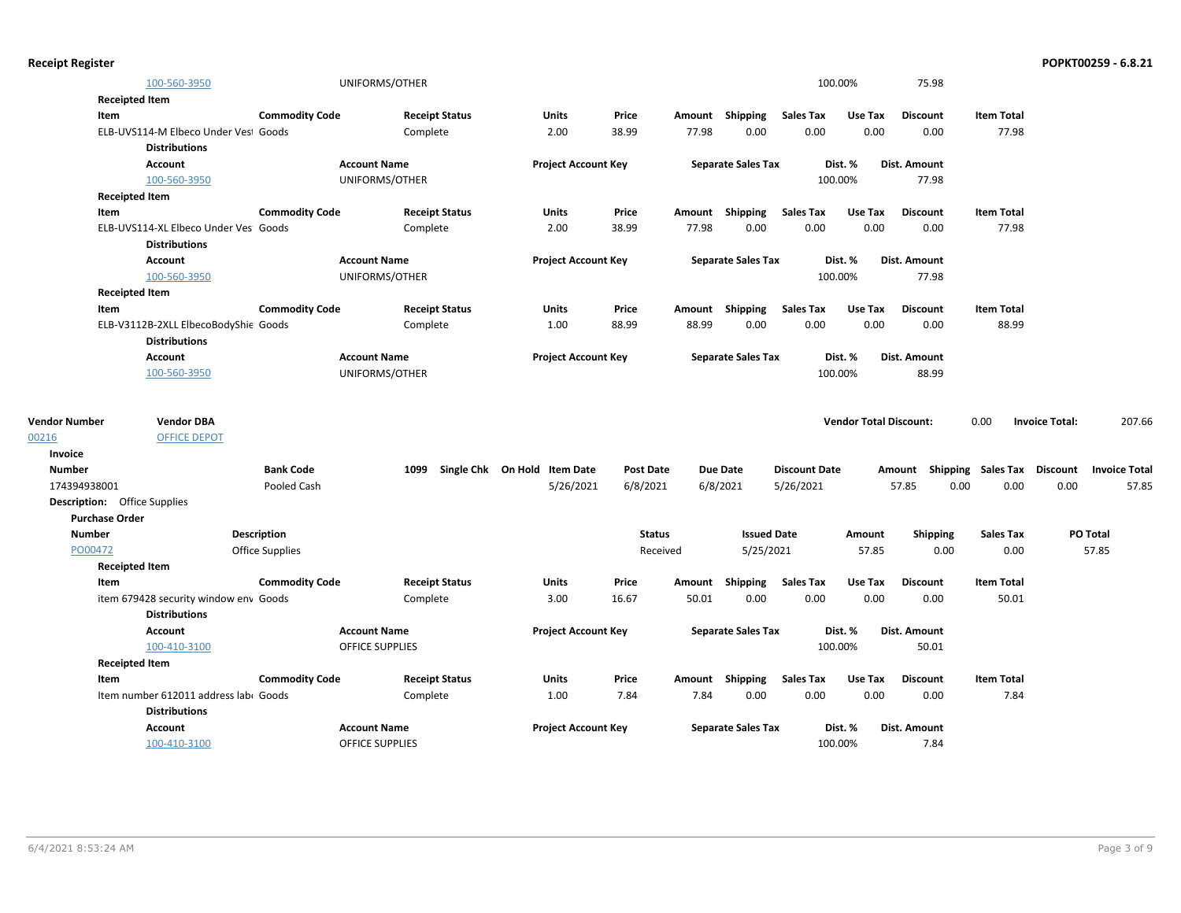| Account | Account Name | Project Account Key | Separate Sales Tax | Dist. % | Dist. Amount |
|---|---|---|---|---|---|
| 100-560-3950 | UNIFORMS/OTHER | | | 100.00% | 75.98 |

**Receipted Item**

| Item | Commodity Code | Receipt Status | Units | Price | Amount | Shipping | Sales Tax | Use Tax | Discount | Item Total |
|---|---|---|---|---|---|---|---|---|---|---|
| ELB-UVS114-M Elbeco Under Vest | Goods | Complete | 2.00 | 38.99 | 77.98 | 0.00 | 0.00 | 0.00 | 0.00 | 77.98 |

**Distributions**

| Account | Account Name | Project Account Key | Separate Sales Tax | Dist. % | Dist. Amount |
|---|---|---|---|---|---|
| 100-560-3950 | UNIFORMS/OTHER | | | 100.00% | 77.98 |

**Receipted Item**

| Item | Commodity Code | Receipt Status | Units | Price | Amount | Shipping | Sales Tax | Use Tax | Discount | Item Total |
|---|---|---|---|---|---|---|---|---|---|---|
| ELB-UVS114-XL Elbeco Under Ves | Goods | Complete | 2.00 | 38.99 | 77.98 | 0.00 | 0.00 | 0.00 | 0.00 | 77.98 |

**Distributions**

| Account | Account Name | Project Account Key | Separate Sales Tax | Dist. % | Dist. Amount |
|---|---|---|---|---|---|
| 100-560-3950 | UNIFORMS/OTHER | | | 100.00% | 77.98 |

**Receipted Item**

| Item | Commodity Code | Receipt Status | Units | Price | Amount | Shipping | Sales Tax | Use Tax | Discount | Item Total |
|---|---|---|---|---|---|---|---|---|---|---|
| ELB-V3112B-2XLL ElbecoBodyShie | Goods | Complete | 1.00 | 88.99 | 88.99 | 0.00 | 0.00 | 0.00 | 0.00 | 88.99 |

**Distributions**

| Account | Account Name | Project Account Key | Separate Sales Tax | Dist. % | Dist. Amount |
|---|---|---|---|---|---|
| 100-560-3950 | UNIFORMS/OTHER | | | 100.00% | 88.99 |

| Vendor Number | Vendor DBA | Vendor Total Discount: | Invoice Total: |
|---|---|---|---|
| 00216 | OFFICE DEPOT | 0.00 | 207.66 |

**Invoice**

| Number | Bank Code | 1099 | Single Chk | On Hold | Item Date | Post Date | Due Date | Discount Date | Amount | Shipping | Sales Tax | Discount | Invoice Total |
|---|---|---|---|---|---|---|---|---|---|---|---|---|---|
| 174394938001 | Pooled Cash | | | | 5/26/2021 | 6/8/2021 | 6/8/2021 | 5/26/2021 | 57.85 | 0.00 | 0.00 | 0.00 | 57.85 |

**Description:** Office Supplies

**Purchase Order**

| Number | Description | Status | Issued Date | Amount | Shipping | Sales Tax | PO Total |
|---|---|---|---|---|---|---|---|
| PO00472 | Office Supplies | Received | 5/25/2021 | 57.85 | 0.00 | 0.00 | 57.85 |

**Receipted Item**

| Item | Commodity Code | Receipt Status | Units | Price | Amount | Shipping | Sales Tax | Use Tax | Discount | Item Total |
|---|---|---|---|---|---|---|---|---|---|---|
| item 679428 security window env | Goods | Complete | 3.00 | 16.67 | 50.01 | 0.00 | 0.00 | 0.00 | 0.00 | 50.01 |

**Distributions**

| Account | Account Name | Project Account Key | Separate Sales Tax | Dist. % | Dist. Amount |
|---|---|---|---|---|---|
| 100-410-3100 | OFFICE SUPPLIES | | | 100.00% | 50.01 |

**Receipted Item**

| Item | Commodity Code | Receipt Status | Units | Price | Amount | Shipping | Sales Tax | Use Tax | Discount | Item Total |
|---|---|---|---|---|---|---|---|---|---|---|
| Item number 612011 address labe | Goods | Complete | 1.00 | 7.84 | 7.84 | 0.00 | 0.00 | 0.00 | 0.00 | 7.84 |

**Distributions**

| Account | Account Name | Project Account Key | Separate Sales Tax | Dist. % | Dist. Amount |
|---|---|---|---|---|---|
| 100-410-3100 | OFFICE SUPPLIES | | | 100.00% | 7.84 |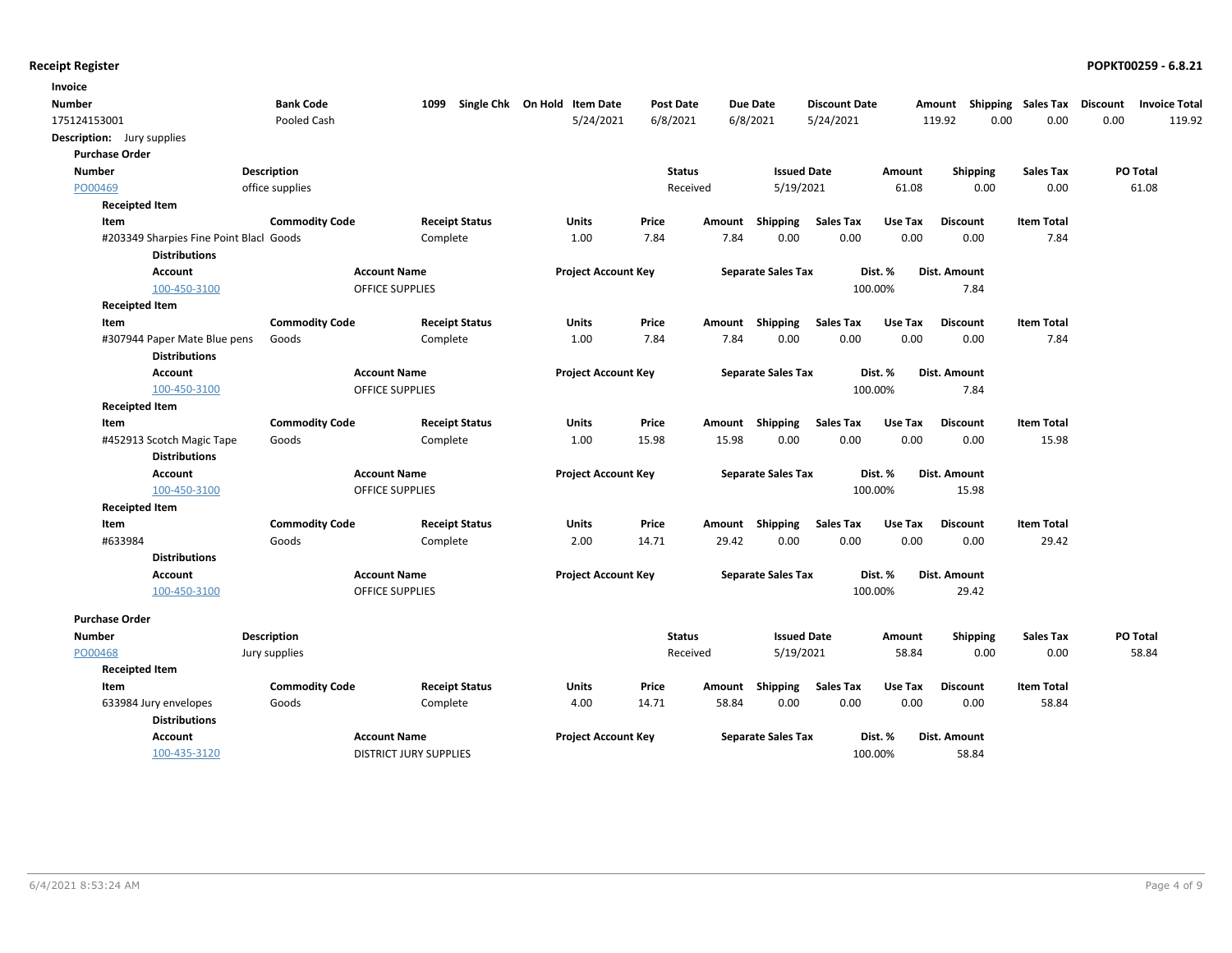**Receipt Register** **POPKT00259 - 6.8.21**

| Invoice Number | Bank Code | 1099 | Single Chk | On Hold | Item Date | Post Date | Due Date | Discount Date | Amount | Shipping | Sales Tax | Discount | Invoice Total |
|---|---|---|---|---|---|---|---|---|---|---|---|---|---|
| 175124153001 | Pooled Cash | | | | 5/24/2021 | 6/8/2021 | 6/8/2021 | 5/24/2021 | 119.92 | 0.00 | 0.00 | 0.00 | 119.92 |

**Description:** Jury supplies

**Purchase Order**

| Number | Description | Status | Issued Date | Amount | Shipping | Sales Tax | PO Total |
|---|---|---|---|---|---|---|---|
| PO00469 | office supplies | Received | 5/19/2021 | 61.08 | 0.00 | 0.00 | 61.08 |

**Receipted Item**

| Item | Commodity Code | Receipt Status | Units | Price | Amount | Shipping | Sales Tax | Use Tax | Discount | Item Total |
|---|---|---|---|---|---|---|---|---|---|---|
| #203349 Sharpies Fine Point Blacl | Goods | Complete | 1.00 | 7.84 | 7.84 | 0.00 | 0.00 | 0.00 | 0.00 | 7.84 |

**Distributions**

| Account | Account Name | Project Account Key | Separate Sales Tax | Dist. % | Dist. Amount |
|---|---|---|---|---|---|
| 100-450-3100 | OFFICE SUPPLIES | | | 100.00% | 7.84 |

**Receipted Item**

| Item | Commodity Code | Receipt Status | Units | Price | Amount | Shipping | Sales Tax | Use Tax | Discount | Item Total |
|---|---|---|---|---|---|---|---|---|---|---|
| #307944 Paper Mate Blue pens | Goods | Complete | 1.00 | 7.84 | 7.84 | 0.00 | 0.00 | 0.00 | 0.00 | 7.84 |

**Distributions**

| Account | Account Name | Project Account Key | Separate Sales Tax | Dist. % | Dist. Amount |
|---|---|---|---|---|---|
| 100-450-3100 | OFFICE SUPPLIES | | | 100.00% | 7.84 |

**Receipted Item**

| Item | Commodity Code | Receipt Status | Units | Price | Amount | Shipping | Sales Tax | Use Tax | Discount | Item Total |
|---|---|---|---|---|---|---|---|---|---|---|
| #452913 Scotch Magic Tape | Goods | Complete | 1.00 | 15.98 | 15.98 | 0.00 | 0.00 | 0.00 | 0.00 | 15.98 |

**Distributions**

| Account | Account Name | Project Account Key | Separate Sales Tax | Dist. % | Dist. Amount |
|---|---|---|---|---|---|
| 100-450-3100 | OFFICE SUPPLIES | | | 100.00% | 15.98 |

**Receipted Item**

| Item | Commodity Code | Receipt Status | Units | Price | Amount | Shipping | Sales Tax | Use Tax | Discount | Item Total |
|---|---|---|---|---|---|---|---|---|---|---|
| #633984 | Goods | Complete | 2.00 | 14.71 | 29.42 | 0.00 | 0.00 | 0.00 | 0.00 | 29.42 |

**Distributions**

| Account | Account Name | Project Account Key | Separate Sales Tax | Dist. % | Dist. Amount |
|---|---|---|---|---|---|
| 100-450-3100 | OFFICE SUPPLIES | | | 100.00% | 29.42 |

**Purchase Order**

| Number | Description | Status | Issued Date | Amount | Shipping | Sales Tax | PO Total |
|---|---|---|---|---|---|---|---|
| PO00468 | Jury supplies | Received | 5/19/2021 | 58.84 | 0.00 | 0.00 | 58.84 |

**Receipted Item**

| Item | Commodity Code | Receipt Status | Units | Price | Amount | Shipping | Sales Tax | Use Tax | Discount | Item Total |
|---|---|---|---|---|---|---|---|---|---|---|
| 633984 Jury envelopes | Goods | Complete | 4.00 | 14.71 | 58.84 | 0.00 | 0.00 | 0.00 | 0.00 | 58.84 |

**Distributions**

| Account | Account Name | Project Account Key | Separate Sales Tax | Dist. % | Dist. Amount |
|---|---|---|---|---|---|
| 100-435-3120 | DISTRICT JURY SUPPLIES | | | 100.00% | 58.84 |

6/4/2021 8:53:24 AM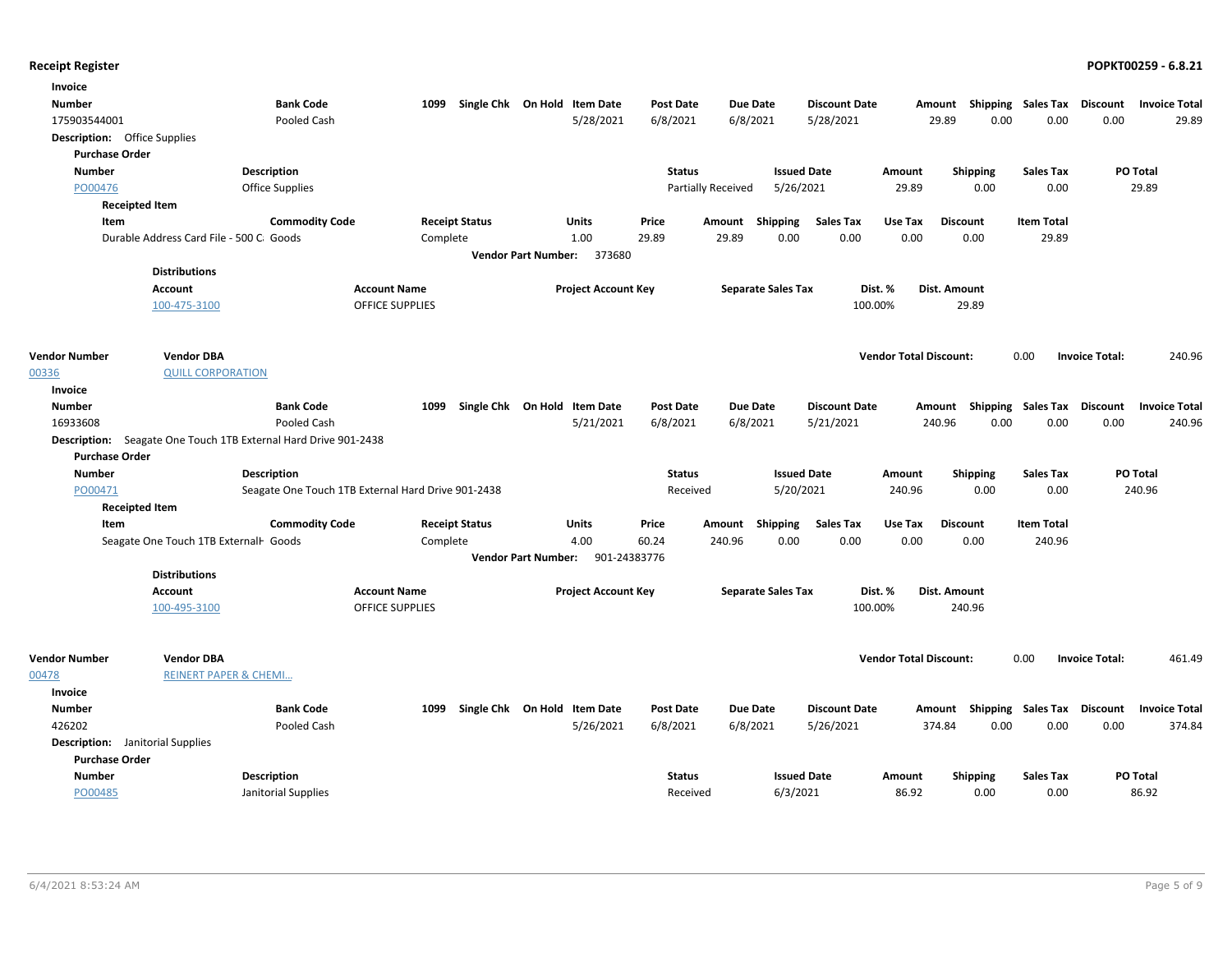**Receipt Register** **POPKT00259 - 6.8.21**

**Invoice**

| Number | Bank Code | 1099 | Single Chk | On Hold | Item Date | Post Date | Due Date | Discount Date | Amount | Shipping | Sales Tax | Discount | Invoice Total |
|---|---|---|---|---|---|---|---|---|---|---|---|---|---|
| 175903544001 | Pooled Cash | | | | 5/28/2021 | 6/8/2021 | 6/8/2021 | 5/28/2021 | 29.89 | 0.00 | 0.00 | 0.00 | 29.89 |

**Description:** Office Supplies

**Purchase Order**

| Number | Description | Status | Issued Date | Amount | Shipping | Sales Tax | PO Total |
|---|---|---|---|---|---|---|---|
| PO00476 | Office Supplies | Partially Received | 5/26/2021 | 29.89 | 0.00 | 0.00 | 29.89 |

**Receipted Item**

| Item | Commodity Code | Receipt Status | Units | Price | Amount | Shipping | Sales Tax | Use Tax | Discount | Item Total |
|---|---|---|---|---|---|---|---|---|---|---|
| Durable Address Card File - 500 C: | Goods | Complete | 1.00 | 29.89 | 29.89 | 0.00 | 0.00 | 0.00 | 0.00 | 29.89 |

**Vendor Part Number:** 373680

**Distributions**

| Account | Account Name | Project Account Key | Separate Sales Tax | Dist. % | Dist. Amount |
|---|---|---|---|---|---|
| 100-475-3100 | OFFICE SUPPLIES | | | 100.00% | 29.89 |

| Vendor Number | Vendor DBA | Vendor Total Discount: | 0.00 | Invoice Total: | 240.96 |
|---|---|---|---|---|---|
| 00336 | QUILL CORPORATION | | | | |

**Invoice**

| Number | Bank Code | 1099 | Single Chk | On Hold | Item Date | Post Date | Due Date | Discount Date | Amount | Shipping | Sales Tax | Discount | Invoice Total |
|---|---|---|---|---|---|---|---|---|---|---|---|---|---|
| 16933608 | Pooled Cash | | | | 5/21/2021 | 6/8/2021 | 6/8/2021 | 5/21/2021 | 240.96 | 0.00 | 0.00 | 0.00 | 240.96 |

**Description:** Seagate One Touch 1TB External Hard Drive 901-2438

**Purchase Order**

| Number | Description | Status | Issued Date | Amount | Shipping | Sales Tax | PO Total |
|---|---|---|---|---|---|---|---|
| PO00471 | Seagate One Touch 1TB External Hard Drive 901-2438 | Received | 5/20/2021 | 240.96 | 0.00 | 0.00 | 240.96 |

**Receipted Item**

| Item | Commodity Code | Receipt Status | Units | Price | Amount | Shipping | Sales Tax | Use Tax | Discount | Item Total |
|---|---|---|---|---|---|---|---|---|---|---|
| Seagate One Touch 1TB ExternalH | Goods | Complete | 4.00 | 60.24 | 240.96 | 0.00 | 0.00 | 0.00 | 0.00 | 240.96 |

**Vendor Part Number:** 901-24383776

**Distributions**

| Account | Account Name | Project Account Key | Separate Sales Tax | Dist. % | Dist. Amount |
|---|---|---|---|---|---|
| 100-495-3100 | OFFICE SUPPLIES | | | 100.00% | 240.96 |

| Vendor Number | Vendor DBA | Vendor Total Discount: | 0.00 | Invoice Total: | 461.49 |
|---|---|---|---|---|---|
| 00478 | REINERT PAPER & CHEMI... | | | | |

**Invoice**

| Number | Bank Code | 1099 | Single Chk | On Hold | Item Date | Post Date | Due Date | Discount Date | Amount | Shipping | Sales Tax | Discount | Invoice Total |
|---|---|---|---|---|---|---|---|---|---|---|---|---|---|
| 426202 | Pooled Cash | | | | 5/26/2021 | 6/8/2021 | 6/8/2021 | 5/26/2021 | 374.84 | 0.00 | 0.00 | 0.00 | 374.84 |

**Description:** Janitorial Supplies

**Purchase Order**

| Number | Description | Status | Issued Date | Amount | Shipping | Sales Tax | PO Total |
|---|---|---|---|---|---|---|---|
| PO00485 | Janitorial Supplies | Received | 6/3/2021 | 86.92 | 0.00 | 0.00 | 86.92 |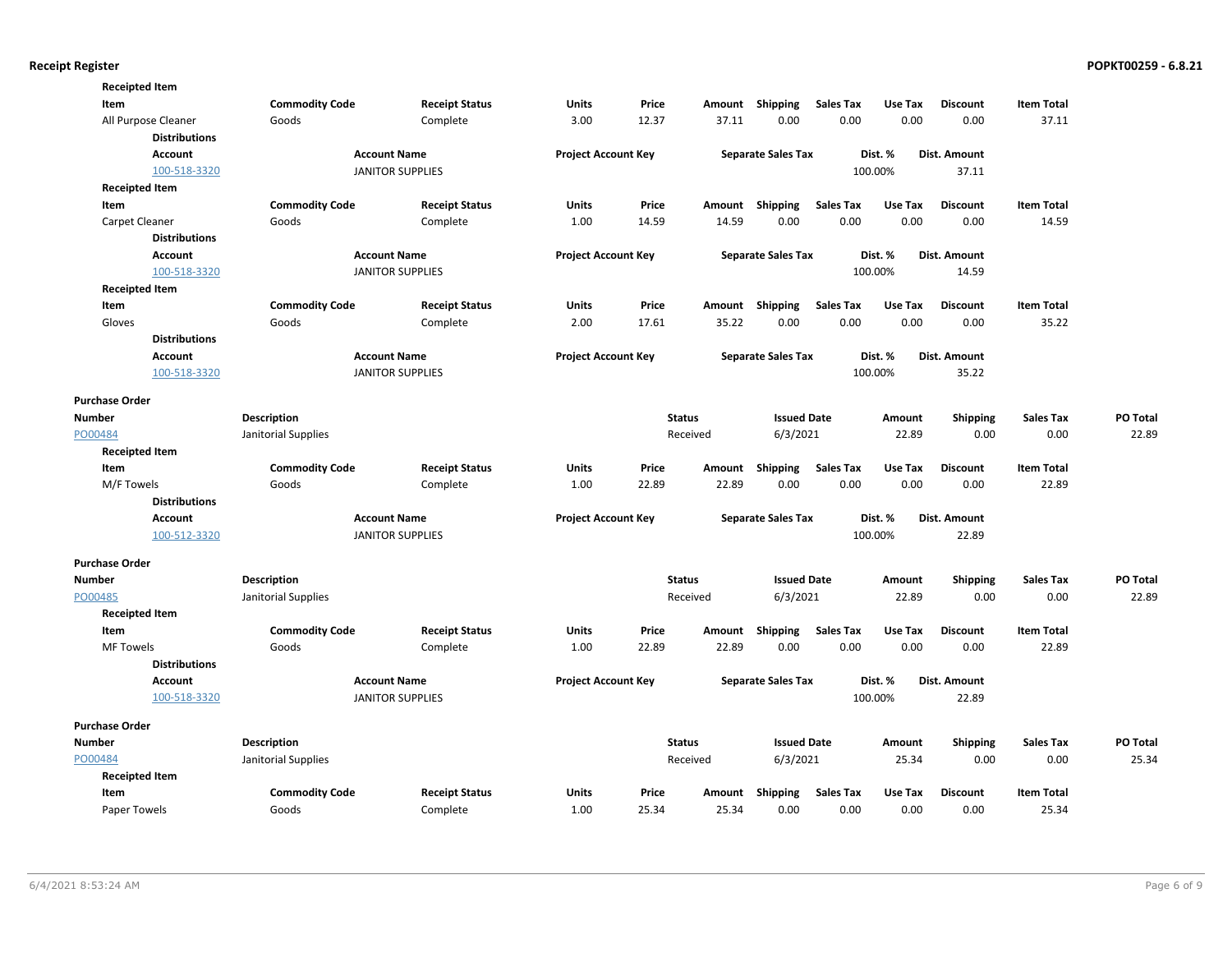**Receipted Item**

| Item | Commodity Code | Receipt Status | Units | Price | Amount | Shipping | Sales Tax | Use Tax | Discount | Item Total |
|---|---|---|---|---|---|---|---|---|---|---|
| All Purpose Cleaner | Goods | Complete | 3.00 | 12.37 | 37.11 | 0.00 | 0.00 | 0.00 | 0.00 | 37.11 |

**Distributions**

| Account | Account Name | Project Account Key | Separate Sales Tax | Dist. % | Dist. Amount |
|---|---|---|---|---|---|
| 100-518-3320 | JANITOR SUPPLIES | | | 100.00% | 37.11 |

**Receipted Item**

| Item | Commodity Code | Receipt Status | Units | Price | Amount | Shipping | Sales Tax | Use Tax | Discount | Item Total |
|---|---|---|---|---|---|---|---|---|---|---|
| Carpet Cleaner | Goods | Complete | 1.00 | 14.59 | 14.59 | 0.00 | 0.00 | 0.00 | 0.00 | 14.59 |

**Distributions**

| Account | Account Name | Project Account Key | Separate Sales Tax | Dist. % | Dist. Amount |
|---|---|---|---|---|---|
| 100-518-3320 | JANITOR SUPPLIES | | | 100.00% | 14.59 |

**Receipted Item**

| Item | Commodity Code | Receipt Status | Units | Price | Amount | Shipping | Sales Tax | Use Tax | Discount | Item Total |
|---|---|---|---|---|---|---|---|---|---|---|
| Gloves | Goods | Complete | 2.00 | 17.61 | 35.22 | 0.00 | 0.00 | 0.00 | 0.00 | 35.22 |

**Distributions**

| Account | Account Name | Project Account Key | Separate Sales Tax | Dist. % | Dist. Amount |
|---|---|---|---|---|---|
| 100-518-3320 | JANITOR SUPPLIES | | | 100.00% | 35.22 |

**Purchase Order**

| Number | Description | Status | Issued Date | Amount | Shipping | Sales Tax | PO Total |
|---|---|---|---|---|---|---|---|
| PO00484 | Janitorial Supplies | Received | 6/3/2021 | 22.89 | 0.00 | 0.00 | 22.89 |

**Receipted Item**

| Item | Commodity Code | Receipt Status | Units | Price | Amount | Shipping | Sales Tax | Use Tax | Discount | Item Total |
|---|---|---|---|---|---|---|---|---|---|---|
| M/F Towels | Goods | Complete | 1.00 | 22.89 | 22.89 | 0.00 | 0.00 | 0.00 | 0.00 | 22.89 |

**Distributions**

| Account | Account Name | Project Account Key | Separate Sales Tax | Dist. % | Dist. Amount |
|---|---|---|---|---|---|
| 100-512-3320 | JANITOR SUPPLIES | | | 100.00% | 22.89 |

**Purchase Order**

| Number | Description | Status | Issued Date | Amount | Shipping | Sales Tax | PO Total |
|---|---|---|---|---|---|---|---|
| PO00485 | Janitorial Supplies | Received | 6/3/2021 | 22.89 | 0.00 | 0.00 | 22.89 |

**Receipted Item**

| Item | Commodity Code | Receipt Status | Units | Price | Amount | Shipping | Sales Tax | Use Tax | Discount | Item Total |
|---|---|---|---|---|---|---|---|---|---|---|
| MF Towels | Goods | Complete | 1.00 | 22.89 | 22.89 | 0.00 | 0.00 | 0.00 | 0.00 | 22.89 |

**Distributions**

| Account | Account Name | Project Account Key | Separate Sales Tax | Dist. % | Dist. Amount |
|---|---|---|---|---|---|
| 100-518-3320 | JANITOR SUPPLIES | | | 100.00% | 22.89 |

**Purchase Order**

| Number | Description | Status | Issued Date | Amount | Shipping | Sales Tax | PO Total |
|---|---|---|---|---|---|---|---|
| PO00484 | Janitorial Supplies | Received | 6/3/2021 | 25.34 | 0.00 | 0.00 | 25.34 |

**Receipted Item**

| Item | Commodity Code | Receipt Status | Units | Price | Amount | Shipping | Sales Tax | Use Tax | Discount | Item Total |
|---|---|---|---|---|---|---|---|---|---|---|
| Paper Towels | Goods | Complete | 1.00 | 25.34 | 25.34 | 0.00 | 0.00 | 0.00 | 0.00 | 25.34 |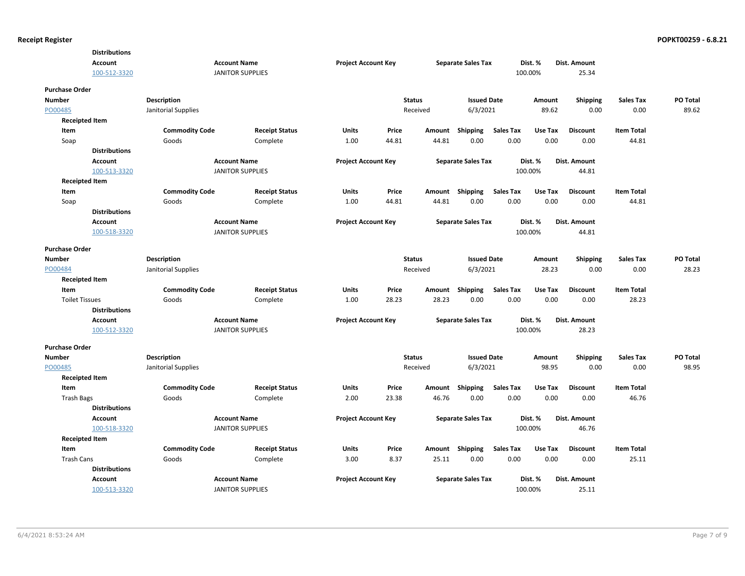**Distributions**

| Account | Account Name | Project Account Key | Separate Sales Tax | Dist. % | Dist. Amount |
|---|---|---|---|---|---|
| 100-512-3320 | JANITOR SUPPLIES | | | 100.00% | 25.34 |

**Purchase Order**

| Number | Description | Status | Issued Date | Amount | Shipping | Sales Tax | PO Total |
|---|---|---|---|---|---|---|---|
| PO00485 | Janitorial Supplies | Received | 6/3/2021 | 89.62 | 0.00 | 0.00 | 89.62 |

**Receipted Item**

| Item | Commodity Code | Receipt Status | Units | Price | Amount | Shipping | Sales Tax | Use Tax | Discount | Item Total |
|---|---|---|---|---|---|---|---|---|---|---|
| Soap | Goods | Complete | 1.00 | 44.81 | 44.81 | 0.00 | 0.00 | 0.00 | 0.00 | 44.81 |

**Distributions**

| Account | Account Name | Project Account Key | Separate Sales Tax | Dist. % | Dist. Amount |
|---|---|---|---|---|---|
| 100-513-3320 | JANITOR SUPPLIES | | | 100.00% | 44.81 |

**Receipted Item**

| Item | Commodity Code | Receipt Status | Units | Price | Amount | Shipping | Sales Tax | Use Tax | Discount | Item Total |
|---|---|---|---|---|---|---|---|---|---|---|
| Soap | Goods | Complete | 1.00 | 44.81 | 44.81 | 0.00 | 0.00 | 0.00 | 0.00 | 44.81 |

**Distributions**

| Account | Account Name | Project Account Key | Separate Sales Tax | Dist. % | Dist. Amount |
|---|---|---|---|---|---|
| 100-518-3320 | JANITOR SUPPLIES | | | 100.00% | 44.81 |

**Purchase Order**

| Number | Description | Status | Issued Date | Amount | Shipping | Sales Tax | PO Total |
|---|---|---|---|---|---|---|---|
| PO00484 | Janitorial Supplies | Received | 6/3/2021 | 28.23 | 0.00 | 0.00 | 28.23 |

**Receipted Item**

| Item | Commodity Code | Receipt Status | Units | Price | Amount | Shipping | Sales Tax | Use Tax | Discount | Item Total |
|---|---|---|---|---|---|---|---|---|---|---|
| Toilet Tissues | Goods | Complete | 1.00 | 28.23 | 28.23 | 0.00 | 0.00 | 0.00 | 0.00 | 28.23 |

**Distributions**

| Account | Account Name | Project Account Key | Separate Sales Tax | Dist. % | Dist. Amount |
|---|---|---|---|---|---|
| 100-512-3320 | JANITOR SUPPLIES | | | 100.00% | 28.23 |

**Purchase Order**

| Number | Description | Status | Issued Date | Amount | Shipping | Sales Tax | PO Total |
|---|---|---|---|---|---|---|---|
| PO00485 | Janitorial Supplies | Received | 6/3/2021 | 98.95 | 0.00 | 0.00 | 98.95 |

**Receipted Item**

| Item | Commodity Code | Receipt Status | Units | Price | Amount | Shipping | Sales Tax | Use Tax | Discount | Item Total |
|---|---|---|---|---|---|---|---|---|---|---|
| Trash Bags | Goods | Complete | 2.00 | 23.38 | 46.76 | 0.00 | 0.00 | 0.00 | 0.00 | 46.76 |

**Distributions**

| Account | Account Name | Project Account Key | Separate Sales Tax | Dist. % | Dist. Amount |
|---|---|---|---|---|---|
| 100-518-3320 | JANITOR SUPPLIES | | | 100.00% | 46.76 |

**Receipted Item**

| Item | Commodity Code | Receipt Status | Units | Price | Amount | Shipping | Sales Tax | Use Tax | Discount | Item Total |
|---|---|---|---|---|---|---|---|---|---|---|
| Trash Cans | Goods | Complete | 3.00 | 8.37 | 25.11 | 0.00 | 0.00 | 0.00 | 0.00 | 25.11 |

**Distributions**

| Account | Account Name | Project Account Key | Separate Sales Tax | Dist. % | Dist. Amount |
|---|---|---|---|---|---|
| 100-513-3320 | JANITOR SUPPLIES | | | 100.00% | 25.11 |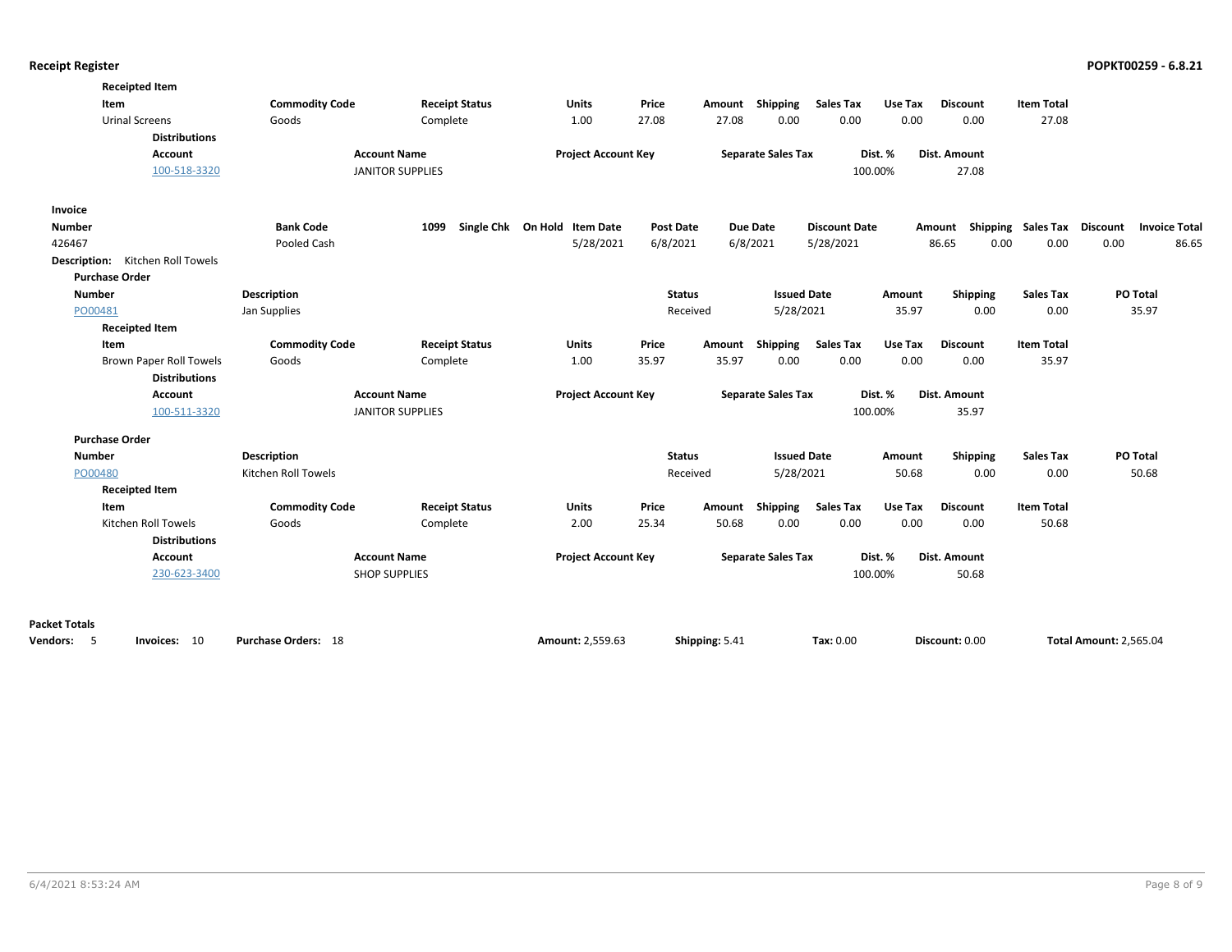**Receipt Register**

**POPKT00259 - 6.8.21**

**Receipted Item**

| Item | Commodity Code | Receipt Status | Units | Price | Amount | Shipping | Sales Tax | Use Tax | Discount | Item Total |
|---|---|---|---|---|---|---|---|---|---|---|
| Urinal Screens | Goods | Complete | 1.00 | 27.08 | 27.08 | 0.00 | 0.00 | 0.00 | 0.00 | 27.08 |

**Distributions**

| Account | Account Name | Project Account Key | Separate Sales Tax | Dist. % | Dist. Amount |
|---|---|---|---|---|---|
| 100-518-3320 | JANITOR SUPPLIES | | | 100.00% | 27.08 |

**Invoice**

| Number | Bank Code | 1099 | Single Chk | On Hold | Item Date | Post Date | Due Date | Discount Date | Amount | Shipping | Sales Tax | Discount | Invoice Total |
|---|---|---|---|---|---|---|---|---|---|---|---|---|---|
| 426467 | Pooled Cash | | | | 5/28/2021 | 6/8/2021 | 6/8/2021 | 5/28/2021 | 86.65 | 0.00 | 0.00 | 0.00 | 86.65 |

**Description:** Kitchen Roll Towels

**Purchase Order**

| Number | Description | Status | Issued Date | Amount | Shipping | Sales Tax | PO Total |
|---|---|---|---|---|---|---|---|
| PO00481 | Jan Supplies | Received | 5/28/2021 | 35.97 | 0.00 | 0.00 | 35.97 |

**Receipted Item**

| Item | Commodity Code | Receipt Status | Units | Price | Amount | Shipping | Sales Tax | Use Tax | Discount | Item Total |
|---|---|---|---|---|---|---|---|---|---|---|
| Brown Paper Roll Towels | Goods | Complete | 1.00 | 35.97 | 35.97 | 0.00 | 0.00 | 0.00 | 0.00 | 35.97 |

**Distributions**

| Account | Account Name | Project Account Key | Separate Sales Tax | Dist. % | Dist. Amount |
|---|---|---|---|---|---|
| 100-511-3320 | JANITOR SUPPLIES | | | 100.00% | 35.97 |

**Purchase Order**

| Number | Description | Status | Issued Date | Amount | Shipping | Sales Tax | PO Total |
|---|---|---|---|---|---|---|---|
| PO00480 | Kitchen Roll Towels | Received | 5/28/2021 | 50.68 | 0.00 | 0.00 | 50.68 |

**Receipted Item**

| Item | Commodity Code | Receipt Status | Units | Price | Amount | Shipping | Sales Tax | Use Tax | Discount | Item Total |
|---|---|---|---|---|---|---|---|---|---|---|
| Kitchen Roll Towels | Goods | Complete | 2.00 | 25.34 | 50.68 | 0.00 | 0.00 | 0.00 | 0.00 | 50.68 |

**Distributions**

| Account | Account Name | Project Account Key | Separate Sales Tax | Dist. % | Dist. Amount |
|---|---|---|---|---|---|
| 230-623-3400 | SHOP SUPPLIES | | | 100.00% | 50.68 |

**Packet Totals**

**Vendors:** 5 **Invoices:** 10 **Purchase Orders:** 18 **Amount:** 2,559.63 **Shipping:** 5.41 **Tax:** 0.00 **Discount:** 0.00 **Total Amount:** 2,565.04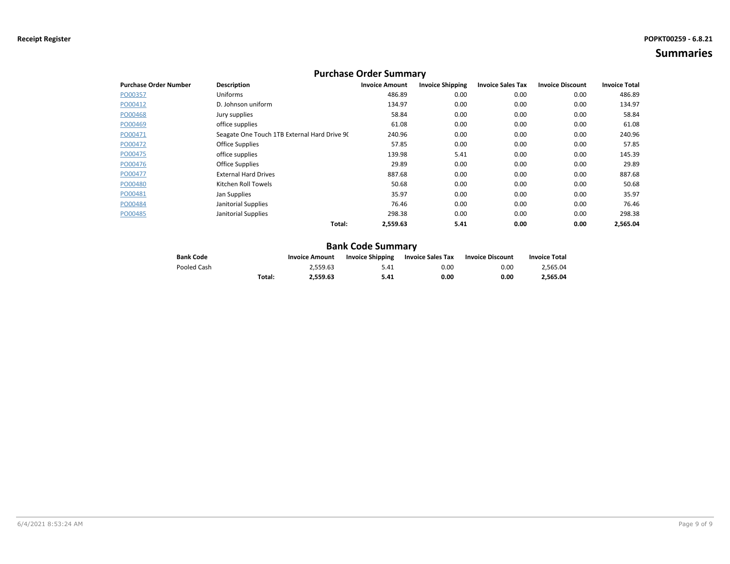Receipt Register

POPKT00259 - 6.8.21

# Summaries

## Purchase Order Summary

| Purchase Order Number | Description | Invoice Amount | Invoice Shipping | Invoice Sales Tax | Invoice Discount | Invoice Total |
|---|---|---|---|---|---|---|
| PO00357 | Uniforms | 486.89 | 0.00 | 0.00 | 0.00 | 486.89 |
| PO00412 | D. Johnson uniform | 134.97 | 0.00 | 0.00 | 0.00 | 134.97 |
| PO00468 | Jury supplies | 58.84 | 0.00 | 0.00 | 0.00 | 58.84 |
| PO00469 | office supplies | 61.08 | 0.00 | 0.00 | 0.00 | 61.08 |
| PO00471 | Seagate One Touch 1TB External Hard Drive 9( | 240.96 | 0.00 | 0.00 | 0.00 | 240.96 |
| PO00472 | Office Supplies | 57.85 | 0.00 | 0.00 | 0.00 | 57.85 |
| PO00475 | office supplies | 139.98 | 5.41 | 0.00 | 0.00 | 145.39 |
| PO00476 | Office Supplies | 29.89 | 0.00 | 0.00 | 0.00 | 29.89 |
| PO00477 | External Hard Drives | 887.68 | 0.00 | 0.00 | 0.00 | 887.68 |
| PO00480 | Kitchen Roll Towels | 50.68 | 0.00 | 0.00 | 0.00 | 50.68 |
| PO00481 | Jan Supplies | 35.97 | 0.00 | 0.00 | 0.00 | 35.97 |
| PO00484 | Janitorial Supplies | 76.46 | 0.00 | 0.00 | 0.00 | 76.46 |
| PO00485 | Janitorial Supplies | 298.38 | 0.00 | 0.00 | 0.00 | 298.38 |
| | **Total:** | **2,559.63** | **5.41** | **0.00** | **0.00** | **2,565.04** |

## Bank Code Summary

| Bank Code | | Invoice Amount | Invoice Shipping | Invoice Sales Tax | Invoice Discount | Invoice Total |
|---|---|---|---|---|---|---|
| Pooled Cash | | 2,559.63 | 5.41 | 0.00 | 0.00 | 2,565.04 |
| | **Total:** | **2,559.63** | **5.41** | **0.00** | **0.00** | **2,565.04** |

6/4/2021 8:53:24 AM